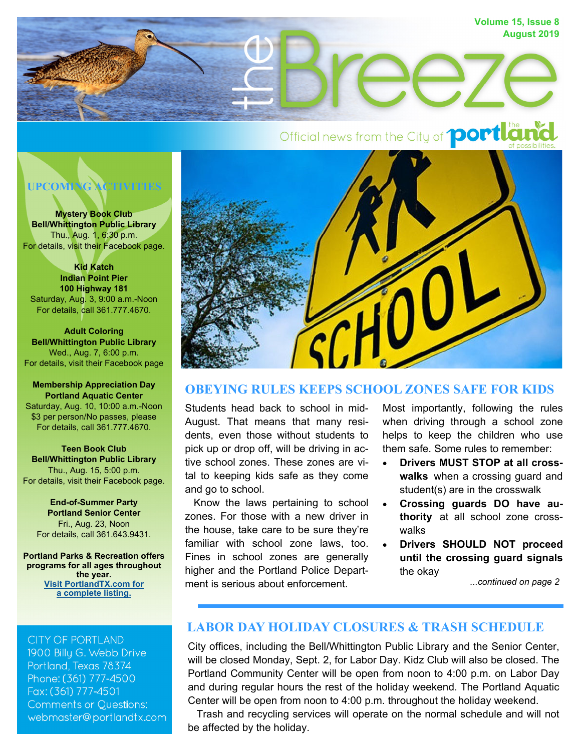# the Breeze

Volume 15, Issue 8
August 2019

Official news from the City of portland — the portland of possibilities.

## UPCOMING ACTIVITIES

**Mystery Book Club**
**Bell/Whittington Public Library**
Thu., Aug. 1, 6:30 p.m.
For details, visit their Facebook page.

**Kid Katch**
**Indian Point Pier**
**100 Highway 181**
Saturday, Aug. 3, 9:00 a.m.-Noon
For details, call 361.777.4670.

**Adult Coloring**
**Bell/Whittington Public Library**
Wed., Aug. 7, 6:00 p.m.
For details, visit their Facebook page

**Membership Appreciation Day**
**Portland Aquatic Center**
Saturday, Aug. 10, 10:00 a.m.-Noon
$3 per person/No passes, please
For details, call 361.777.4670.

**Teen Book Club**
**Bell/Whittington Public Library**
Thu., Aug. 15, 5:00 p.m.
For details, visit their Facebook page.

**End-of-Summer Party**
**Portland Senior Center**
Fri., Aug. 23, Noon
For details, call 361.643.9431.

**Portland Parks & Recreation offers programs for all ages throughout the year.**
**Visit PortlandTX.com for a complete listing.**

CITY OF PORTLAND
1900 Billy G. Webb Drive
Portland, Texas 78374
Phone: (361) 777-4500
Fax: (361) 777-4501
Comments or Questions:
webmaster@portlandtx.com

## OBEYING RULES KEEPS SCHOOL ZONES SAFE FOR KIDS

Students head back to school in mid-August. That means that many residents, even those without students to pick up or drop off, will be driving in active school zones. These zones are vital to keeping kids safe as they come and go to school.

Know the laws pertaining to school zones. For those with a new driver in the house, take care to be sure they're familiar with school zone laws, too. Fines in school zones are generally higher and the Portland Police Department is serious about enforcement.

Most importantly, following the rules when driving through a school zone helps to keep the children who use them safe. Some rules to remember:

- **Drivers MUST STOP at all crosswalks** when a crossing guard and student(s) are in the crosswalk
- **Crossing guards DO have authority** at all school zone crosswalks
- **Drivers SHOULD NOT proceed until the crossing guard signals** the okay

*...continued on page 2*

## LABOR DAY HOLIDAY CLOSURES & TRASH SCHEDULE

City offices, including the Bell/Whittington Public Library and the Senior Center, will be closed Monday, Sept. 2, for Labor Day. Kidz Club will also be closed. The Portland Community Center will be open from noon to 4:00 p.m. on Labor Day and during regular hours the rest of the holiday weekend. The Portland Aquatic Center will be open from noon to 4:00 p.m. throughout the holiday weekend.

Trash and recycling services will operate on the normal schedule and will not be affected by the holiday.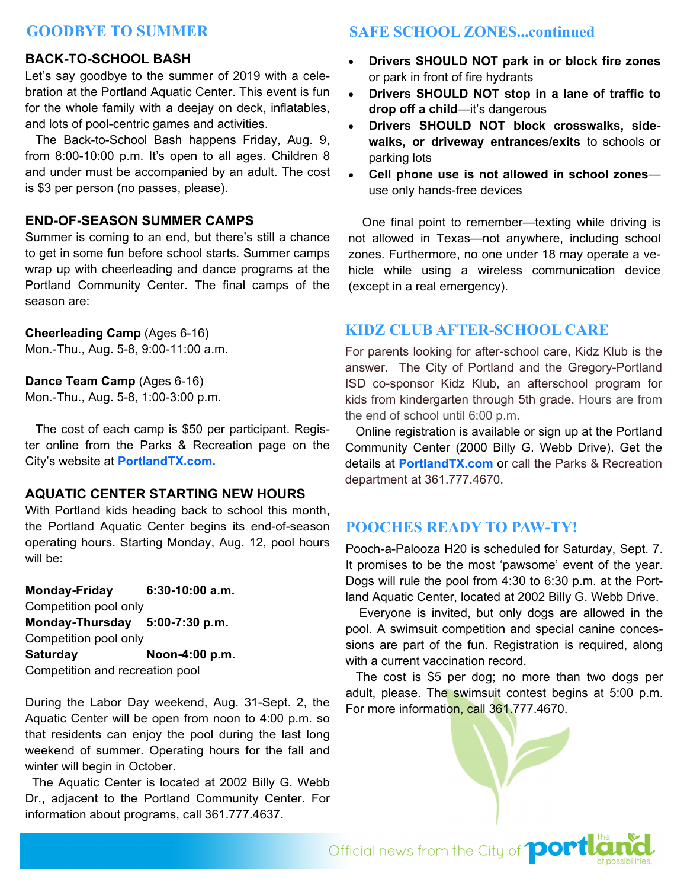## GOODBYE TO SUMMER

### BACK-TO-SCHOOL BASH

Let's say goodbye to the summer of 2019 with a celebration at the Portland Aquatic Center. This event is fun for the whole family with a deejay on deck, inflatables, and lots of pool-centric games and activities.

The Back-to-School Bash happens Friday, Aug. 9, from 8:00-10:00 p.m. It's open to all ages. Children 8 and under must be accompanied by an adult. The cost is $3 per person (no passes, please).

### END-OF-SEASON SUMMER CAMPS

Summer is coming to an end, but there's still a chance to get in some fun before school starts. Summer camps wrap up with cheerleading and dance programs at the Portland Community Center. The final camps of the season are:

**Cheerleading Camp** (Ages 6-16)
Mon.-Thu., Aug. 5-8, 9:00-11:00 a.m.

**Dance Team Camp** (Ages 6-16)
Mon.-Thu., Aug. 5-8, 1:00-3:00 p.m.

The cost of each camp is $50 per participant. Register online from the Parks & Recreation page on the City's website at **PortlandTX.com.**

### AQUATIC CENTER STARTING NEW HOURS

With Portland kids heading back to school this month, the Portland Aquatic Center begins its end-of-season operating hours. Starting Monday, Aug. 12, pool hours will be:

**Monday-Friday** **6:30-10:00 a.m.**
Competition pool only
**Monday-Thursday** **5:00-7:30 p.m.**
Competition pool only
**Saturday** **Noon-4:00 p.m.**
Competition and recreation pool

During the Labor Day weekend, Aug. 31-Sept. 2, the Aquatic Center will be open from noon to 4:00 p.m. so that residents can enjoy the pool during the last long weekend of summer. Operating hours for the fall and winter will begin in October.

The Aquatic Center is located at 2002 Billy G. Webb Dr., adjacent to the Portland Community Center. For information about programs, call 361.777.4637.

## SAFE SCHOOL ZONES...continued

- **Drivers SHOULD NOT park in or block fire zones** or park in front of fire hydrants
- **Drivers SHOULD NOT stop in a lane of traffic to drop off a child**—it's dangerous
- **Drivers SHOULD NOT block crosswalks, sidewalks, or driveway entrances/exits** to schools or parking lots
- **Cell phone use is not allowed in school zones**—use only hands-free devices

One final point to remember—texting while driving is not allowed in Texas—not anywhere, including school zones. Furthermore, no one under 18 may operate a vehicle while using a wireless communication device (except in a real emergency).

## KIDZ CLUB AFTER-SCHOOL CARE

For parents looking for after-school care, Kidz Klub is the answer. The City of Portland and the Gregory-Portland ISD co-sponsor Kidz Klub, an afterschool program for kids from kindergarten through 5th grade. Hours are from the end of school until 6:00 p.m.

Online registration is available or sign up at the Portland Community Center (2000 Billy G. Webb Drive). Get the details at **PortlandTX.com** or call the Parks & Recreation department at 361.777.4670.

## POOCHES READY TO PAW-TY!

Pooch-a-Palooza H20 is scheduled for Saturday, Sept. 7. It promises to be the most 'pawsome' event of the year. Dogs will rule the pool from 4:30 to 6:30 p.m. at the Portland Aquatic Center, located at 2002 Billy G. Webb Drive.

Everyone is invited, but only dogs are allowed in the pool. A swimsuit competition and special canine concessions are part of the fun. Registration is required, along with a current vaccination record.

The cost is $5 per dog; no more than two dogs per adult, please. The swimsuit contest begins at 5:00 p.m. For more information, call 361.777.4670.

Official news from the City of portland the land of possibilities.